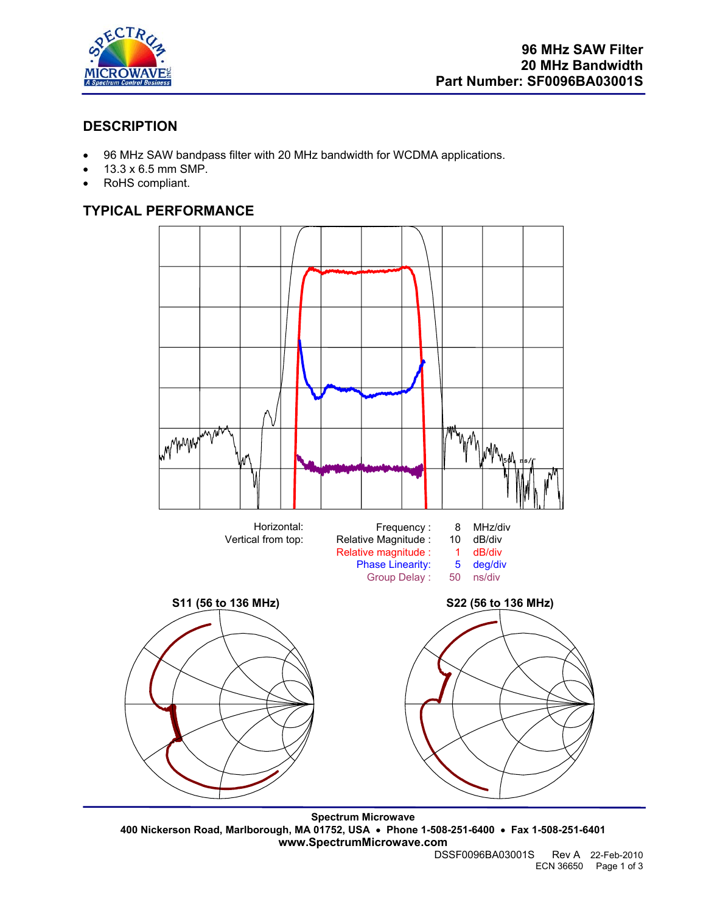# 96 MHz SAW Filter
# 20 MHz Bandwidth
# Part Number: SF0096BA03001S

## DESCRIPTION

- 96 MHz SAW bandpass filter with 20 MHz bandwidth for WCDMA applications.
- 13.3 x 6.5 mm SMP.
- RoHS compliant.

## TYPICAL PERFORMANCE

| Horizontal: | Frequency : | 8 | MHz/div |
|---|---|---|---|
| Vertical from top: | Relative Magnitude : | 10 | dB/div |
| | Relative magnitude : | 1 | dB/div |
| | Phase Linearity: | 5 | deg/div |
| | Group Delay : | 50 | ns/div |

**S11 (56 to 136 MHz)**

**S22 (56 to 136 MHz)**

**Spectrum Microwave**
**400 Nickerson Road, Marlborough, MA 01752, USA • Phone 1-508-251-6400 • Fax 1-508-251-6401**
**www.SpectrumMicrowave.com**

DSSF0096BA03001S Rev A 22-Feb-2010
ECN 36650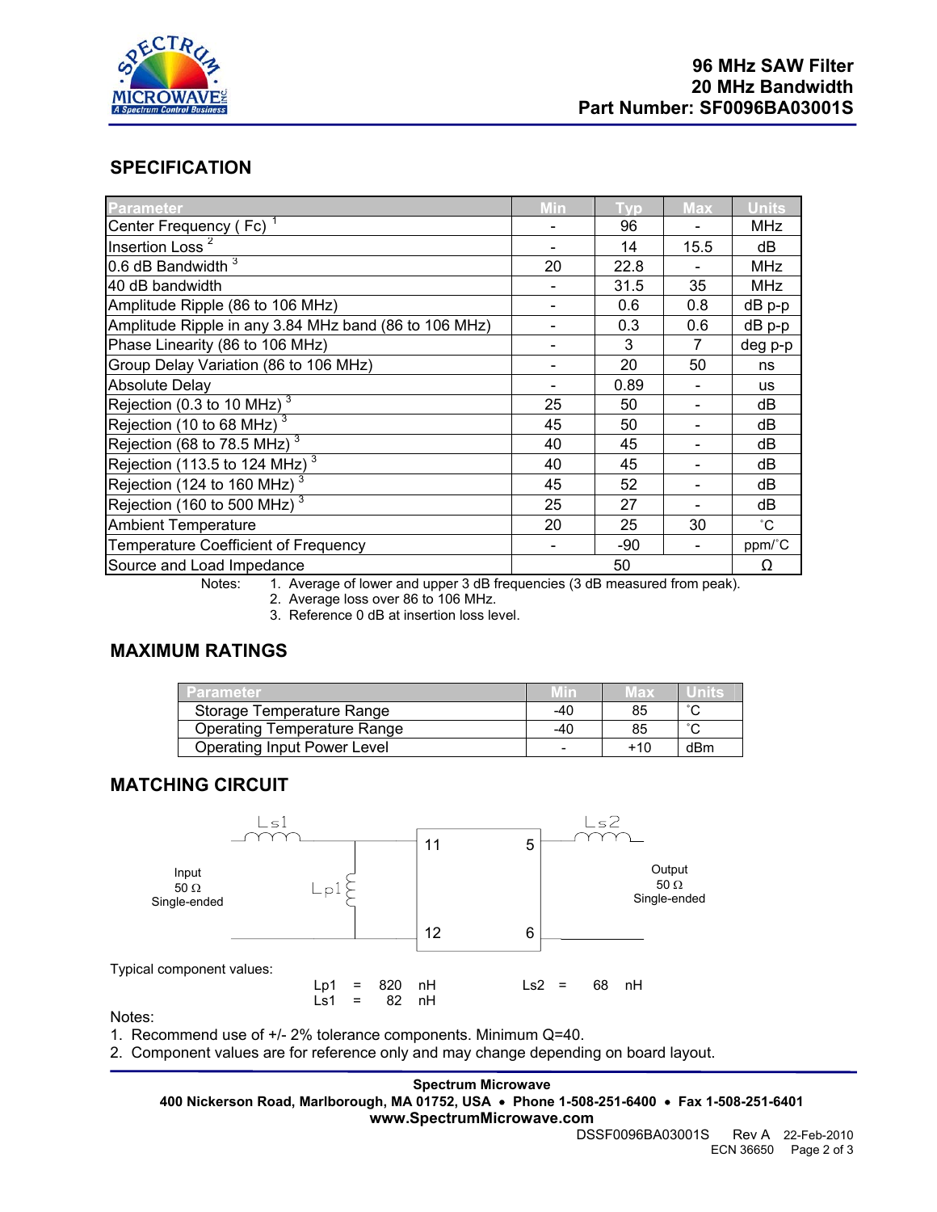96 MHz SAW Filter
20 MHz Bandwidth
Part Number: SF0096BA03001S

## SPECIFICATION

| Parameter | Min | Typ | Max | Units |
|---|---|---|---|---|
| Center Frequency ( Fc) [1] | - | 96 | - | MHz |
| Insertion Loss [2] | - | 14 | 15.5 | dB |
| 0.6 dB Bandwidth [3] | 20 | 22.8 | - | MHz |
| 40 dB bandwidth | - | 31.5 | 35 | MHz |
| Amplitude Ripple (86 to 106 MHz) | - | 0.6 | 0.8 | dB p-p |
| Amplitude Ripple in any 3.84 MHz band (86 to 106 MHz) | - | 0.3 | 0.6 | dB p-p |
| Phase Linearity (86 to 106 MHz) | - | 3 | 7 | deg p-p |
| Group Delay Variation (86 to 106 MHz) | - | 20 | 50 | ns |
| Absolute Delay | - | 0.89 | - | us |
| Rejection (0.3 to 10 MHz) [3] | 25 | 50 | - | dB |
| Rejection (10 to 68 MHz) [3] | 45 | 50 | - | dB |
| Rejection (68 to 78.5 MHz) [3] | 40 | 45 | - | dB |
| Rejection (113.5 to 124 MHz) [3] | 40 | 45 | - | dB |
| Rejection (124 to 160 MHz) [3] | 45 | 52 | - | dB |
| Rejection (160 to 500 MHz) [3] | 25 | 27 | - | dB |
| Ambient Temperature | 20 | 25 | 30 | °C |
| Temperature Coefficient of Frequency | - | -90 | - | ppm/°C |
| Source and Load Impedance | | 50 | | Ω |

Notes:
1. Average of lower and upper 3 dB frequencies (3 dB measured from peak).
2. Average loss over 86 to 106 MHz.
3. Reference 0 dB at insertion loss level.

## MAXIMUM RATINGS

| Parameter | Min | Max | Units |
|---|---|---|---|
| Storage Temperature Range | -40 | 85 | °C |
| Operating Temperature Range | -40 | 85 | °C |
| Operating Input Power Level | - | +10 | dBm |

## MATCHING CIRCUIT

Input 50 Ω Single-ended — Ls1, Lp1 — pins 11, 12 | pins 5, 6 — Ls2 — Output 50 Ω Single-ended

Typical component values:

| | | | | | | |
|---|---|---|---|---|---|---|
| Lp1 = | 820 | nH | | Ls2 = | 68 | nH |
| Ls1 = | 82 | nH | | | | |

Notes:
1. Recommend use of +/- 2% tolerance components. Minimum Q=40.
2. Component values are for reference only and may change depending on board layout.

**Spectrum Microwave**
**400 Nickerson Road, Marlborough, MA 01752, USA • Phone 1-508-251-6400 • Fax 1-508-251-6401**
**www.SpectrumMicrowave.com**

DSSF0096BA03001S Rev A 22-Feb-2010
ECN 36650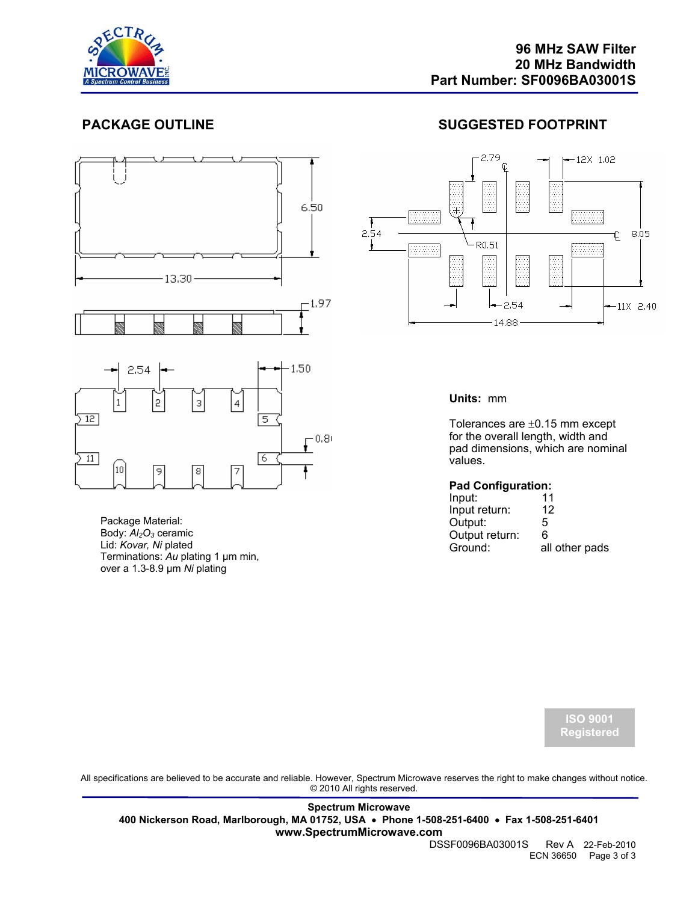# 96 MHz SAW Filter
# 20 MHz Bandwidth
# Part Number: SF0096BA03001S

## PACKAGE OUTLINE

6.50

13.30

1.97

2.54

1.50

0.81

1 2 3 4

12 5

11 6

10 9 8 7

Package Material:
Body: $Al_2O_3$ ceramic
Lid: *Kovar, Ni* plated
Terminations: *Au* plating 1 μm min, over a 1.3-8.9 μm *Ni* plating

## SUGGESTED FOOTPRINT

2.79

12X 1.02

2.54

R0.51

8.05

2.54

11X 2.40

14.88

**Units:** mm

Tolerances are ±0.15 mm except for the overall length, width and pad dimensions, which are nominal values.

**Pad Configuration:**

| | |
|---|---|
| Input: | 11 |
| Input return: | 12 |
| Output: | 5 |
| Output return: | 6 |
| Ground: | all other pads |

ISO 9001 Registered

All specifications are believed to be accurate and reliable. However, Spectrum Microwave reserves the right to make changes without notice.
© 2010 All rights reserved.

**Spectrum Microwave**
**400 Nickerson Road, Marlborough, MA 01752, USA • Phone 1-508-251-6400 • Fax 1-508-251-6401**
**www.SpectrumMicrowave.com**

DSSF0096BA03001S Rev A 22-Feb-2010
ECN 36650